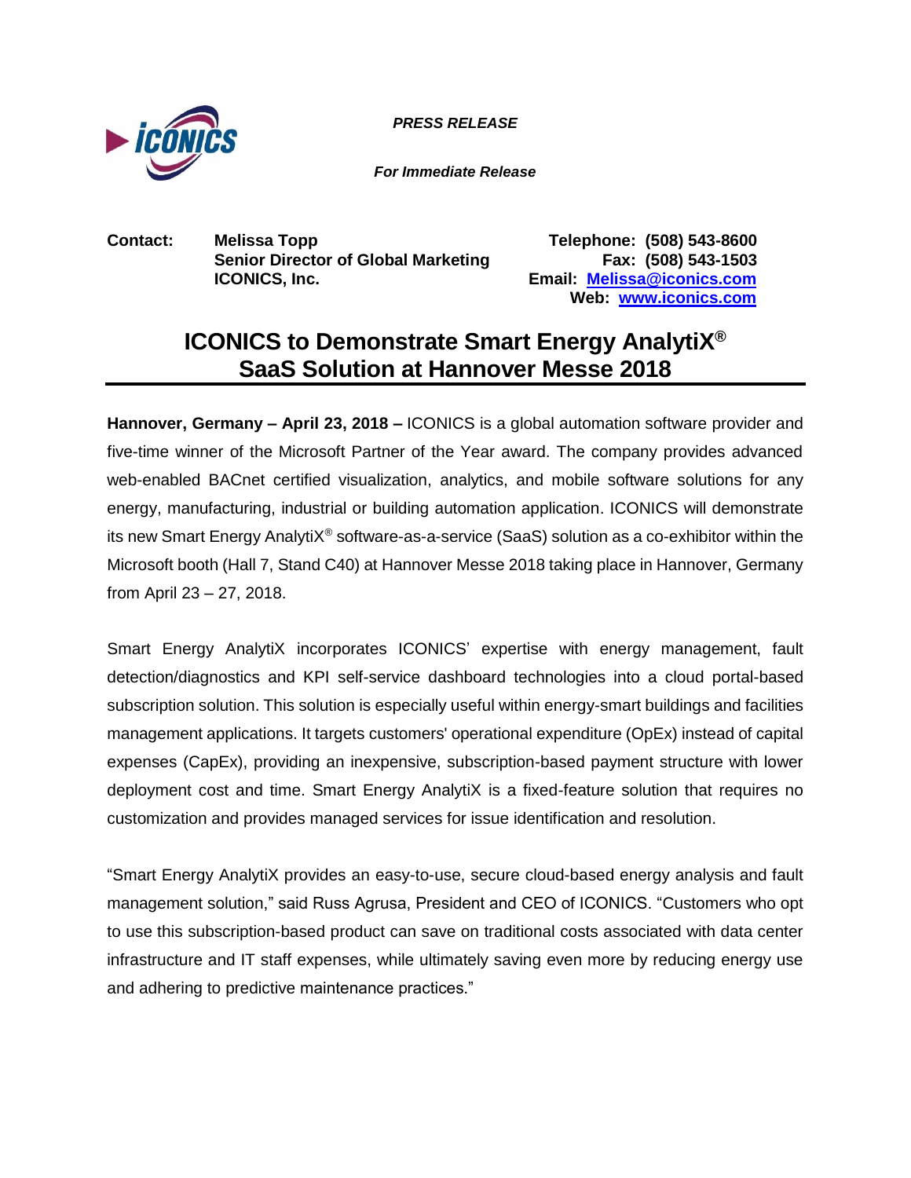***PRESS RELEASE***

***For Immediate Release***

**Contact:** **Melissa Topp**
**Senior Director of Global Marketing**
**ICONICS, Inc.**

**Telephone: (508) 543-8600**
**Fax: (508) 543-1503**
**Email: [Melissa@iconics.com](mailto:Melissa@iconics.com)**
**Web: [www.iconics.com](http://www.iconics.com)**

# ICONICS to Demonstrate Smart Energy AnalytiX® SaaS Solution at Hannover Messe 2018

**Hannover, Germany – April 23, 2018 –** ICONICS is a global automation software provider and five-time winner of the Microsoft Partner of the Year award. The company provides advanced web-enabled BACnet certified visualization, analytics, and mobile software solutions for any energy, manufacturing, industrial or building automation application. ICONICS will demonstrate its new Smart Energy AnalytiX® software-as-a-service (SaaS) solution as a co-exhibitor within the Microsoft booth (Hall 7, Stand C40) at Hannover Messe 2018 taking place in Hannover, Germany from April 23 – 27, 2018.

Smart Energy AnalytiX incorporates ICONICS' expertise with energy management, fault detection/diagnostics and KPI self-service dashboard technologies into a cloud portal-based subscription solution. This solution is especially useful within energy-smart buildings and facilities management applications. It targets customers' operational expenditure (OpEx) instead of capital expenses (CapEx), providing an inexpensive, subscription-based payment structure with lower deployment cost and time. Smart Energy AnalytiX is a fixed-feature solution that requires no customization and provides managed services for issue identification and resolution.

"Smart Energy AnalytiX provides an easy-to-use, secure cloud-based energy analysis and fault management solution," said Russ Agrusa, President and CEO of ICONICS. "Customers who opt to use this subscription-based product can save on traditional costs associated with data center infrastructure and IT staff expenses, while ultimately saving even more by reducing energy use and adhering to predictive maintenance practices."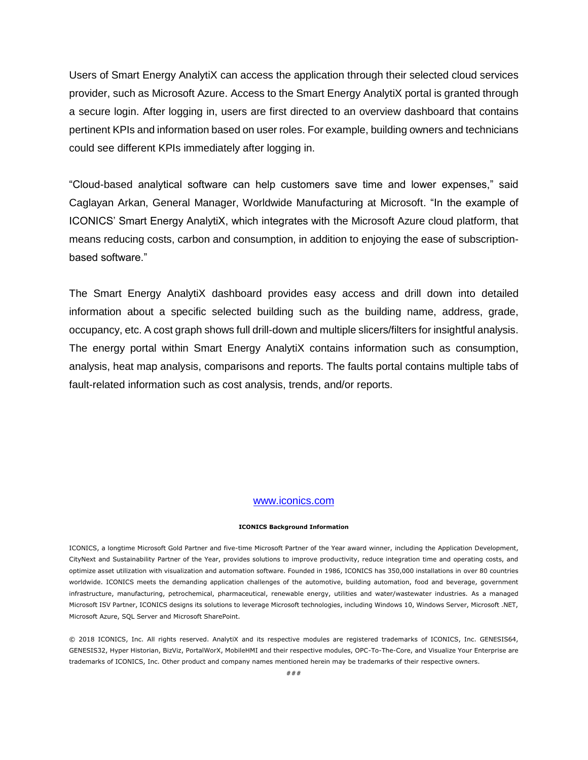Users of Smart Energy AnalytiX can access the application through their selected cloud services provider, such as Microsoft Azure. Access to the Smart Energy AnalytiX portal is granted through a secure login. After logging in, users are first directed to an overview dashboard that contains pertinent KPIs and information based on user roles. For example, building owners and technicians could see different KPIs immediately after logging in.

"Cloud-based analytical software can help customers save time and lower expenses," said Caglayan Arkan, General Manager, Worldwide Manufacturing at Microsoft. "In the example of ICONICS' Smart Energy AnalytiX, which integrates with the Microsoft Azure cloud platform, that means reducing costs, carbon and consumption, in addition to enjoying the ease of subscription-based software."

The Smart Energy AnalytiX dashboard provides easy access and drill down into detailed information about a specific selected building such as the building name, address, grade, occupancy, etc. A cost graph shows full drill-down and multiple slicers/filters for insightful analysis. The energy portal within Smart Energy AnalytiX contains information such as consumption, analysis, heat map analysis, comparisons and reports. The faults portal contains multiple tabs of fault-related information such as cost analysis, trends, and/or reports.

[www.iconics.com](http://www.iconics.com)

**ICONICS Background Information**

ICONICS, a longtime Microsoft Gold Partner and five-time Microsoft Partner of the Year award winner, including the Application Development, CityNext and Sustainability Partner of the Year, provides solutions to improve productivity, reduce integration time and operating costs, and optimize asset utilization with visualization and automation software. Founded in 1986, ICONICS has 350,000 installations in over 80 countries worldwide. ICONICS meets the demanding application challenges of the automotive, building automation, food and beverage, government infrastructure, manufacturing, petrochemical, pharmaceutical, renewable energy, utilities and water/wastewater industries. As a managed Microsoft ISV Partner, ICONICS designs its solutions to leverage Microsoft technologies, including Windows 10, Windows Server, Microsoft .NET, Microsoft Azure, SQL Server and Microsoft SharePoint.

© 2018 ICONICS, Inc. All rights reserved. AnalytiX and its respective modules are registered trademarks of ICONICS, Inc. GENESIS64, GENESIS32, Hyper Historian, BizViz, PortalWorX, MobileHMI and their respective modules, OPC-To-The-Core, and Visualize Your Enterprise are trademarks of ICONICS, Inc. Other product and company names mentioned herein may be trademarks of their respective owners.

###